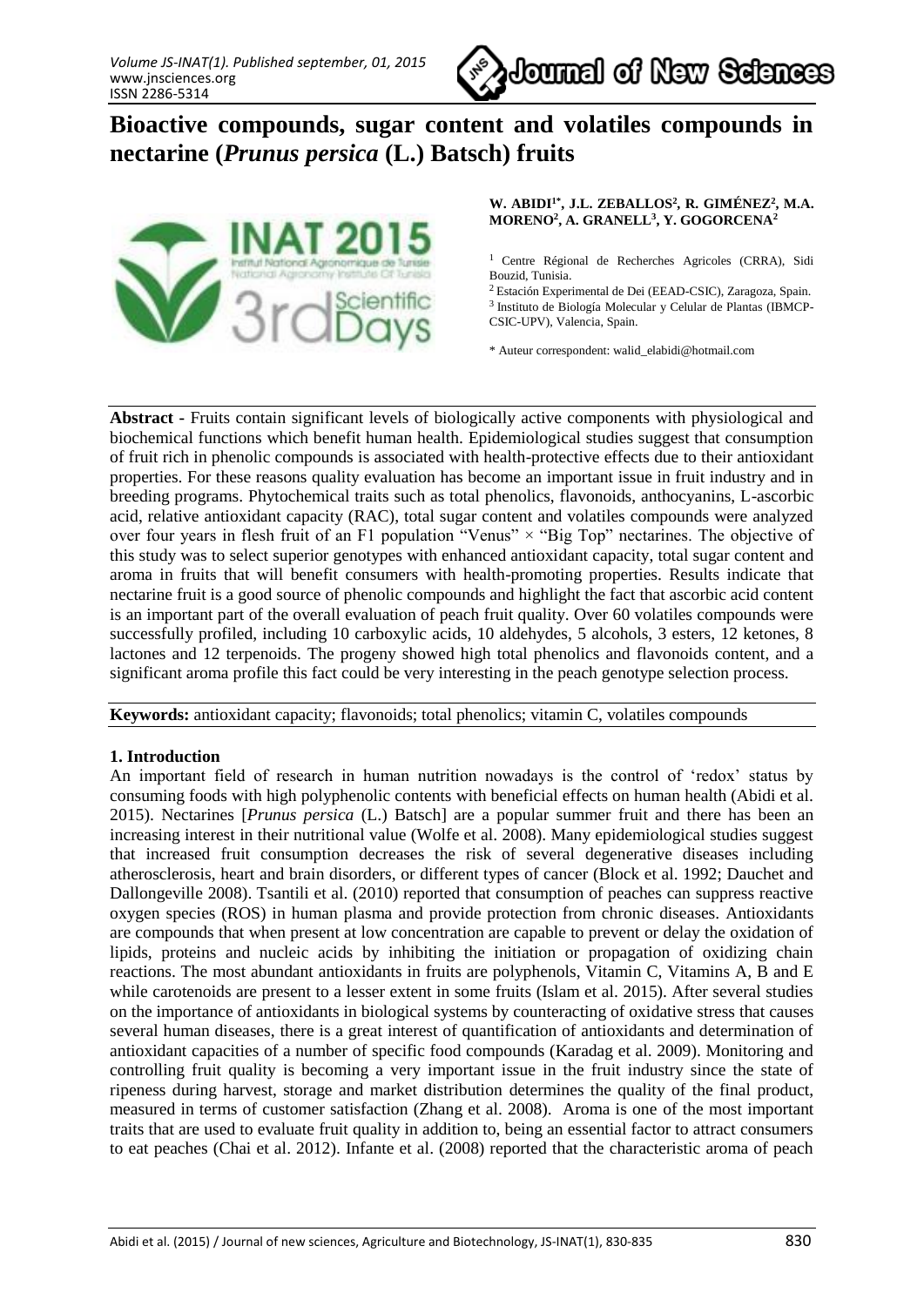# Bioactive compounds, sugar content and volatiles compounds in nectarine (*Prunus persica* (L.) Batsch) fruits

**W. ABIDI[1*], J.L. ZEBALLOS[2], R. GIMÉNEZ[2], M.A. MORENO[2], A. GRANELL[3], Y. GOGORCENA[2]**

[1] Centre Régional de Recherches Agricoles (CRRA), Sidi Bouzid, Tunisia.
[2] Estación Experimental de Dei (EEAD-CSIC), Zaragoza, Spain.
[3] Instituto de Biología Molecular y Celular de Plantas (IBMCP-CSIC-UPV), Valencia, Spain.

\* Auteur correspondent: walid_elabidi@hotmail.com

**Abstract** - Fruits contain significant levels of biologically active components with physiological and biochemical functions which benefit human health. Epidemiological studies suggest that consumption of fruit rich in phenolic compounds is associated with health-protective effects due to their antioxidant properties. For these reasons quality evaluation has become an important issue in fruit industry and in breeding programs. Phytochemical traits such as total phenolics, flavonoids, anthocyanins, L-ascorbic acid, relative antioxidant capacity (RAC), total sugar content and volatiles compounds were analyzed over four years in flesh fruit of an F1 population "Venus" × "Big Top" nectarines. The objective of this study was to select superior genotypes with enhanced antioxidant capacity, total sugar content and aroma in fruits that will benefit consumers with health-promoting properties. Results indicate that nectarine fruit is a good source of phenolic compounds and highlight the fact that ascorbic acid content is an important part of the overall evaluation of peach fruit quality. Over 60 volatiles compounds were successfully profiled, including 10 carboxylic acids, 10 aldehydes, 5 alcohols, 3 esters, 12 ketones, 8 lactones and 12 terpenoids. The progeny showed high total phenolics and flavonoids content, and a significant aroma profile this fact could be very interesting in the peach genotype selection process.

**Keywords:** antioxidant capacity; flavonoids; total phenolics; vitamin C, volatiles compounds

## 1. Introduction

An important field of research in human nutrition nowadays is the control of 'redox' status by consuming foods with high polyphenolic contents with beneficial effects on human health (Abidi et al. 2015). Nectarines [*Prunus persica* (L.) Batsch] are a popular summer fruit and there has been an increasing interest in their nutritional value (Wolfe et al. 2008). Many epidemiological studies suggest that increased fruit consumption decreases the risk of several degenerative diseases including atherosclerosis, heart and brain disorders, or different types of cancer (Block et al. 1992; Dauchet and Dallongeville 2008). Tsantili et al. (2010) reported that consumption of peaches can suppress reactive oxygen species (ROS) in human plasma and provide protection from chronic diseases. Antioxidants are compounds that when present at low concentration are capable to prevent or delay the oxidation of lipids, proteins and nucleic acids by inhibiting the initiation or propagation of oxidizing chain reactions. The most abundant antioxidants in fruits are polyphenols, Vitamin C, Vitamins A, B and E while carotenoids are present to a lesser extent in some fruits (Islam et al. 2015). After several studies on the importance of antioxidants in biological systems by counteracting of oxidative stress that causes several human diseases, there is a great interest of quantification of antioxidants and determination of antioxidant capacities of a number of specific food compounds (Karadag et al. 2009). Monitoring and controlling fruit quality is becoming a very important issue in the fruit industry since the state of ripeness during harvest, storage and market distribution determines the quality of the final product, measured in terms of customer satisfaction (Zhang et al. 2008). Aroma is one of the most important traits that are used to evaluate fruit quality in addition to, being an essential factor to attract consumers to eat peaches (Chai et al. 2012). Infante et al. (2008) reported that the characteristic aroma of peach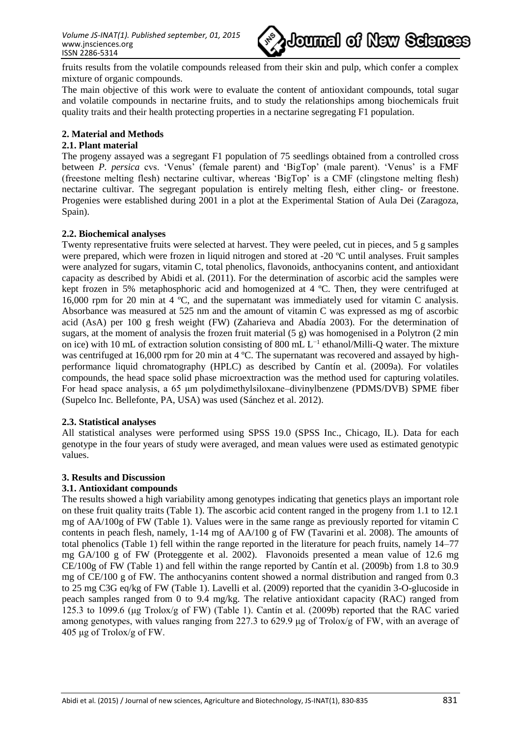fruits results from the volatile compounds released from their skin and pulp, which confer a complex mixture of organic compounds.

The main objective of this work were to evaluate the content of antioxidant compounds, total sugar and volatile compounds in nectarine fruits, and to study the relationships among biochemicals fruit quality traits and their health protecting properties in a nectarine segregating F1 population.

## 2. Material and Methods

### 2.1. Plant material

The progeny assayed was a segregant F1 population of 75 seedlings obtained from a controlled cross between *P. persica* cvs. 'Venus' (female parent) and 'BigTop' (male parent). 'Venus' is a FMF (freestone melting flesh) nectarine cultivar, whereas 'BigTop' is a CMF (clingstone melting flesh) nectarine cultivar. The segregant population is entirely melting flesh, either cling- or freestone. Progenies were established during 2001 in a plot at the Experimental Station of Aula Dei (Zaragoza, Spain).

### 2.2. Biochemical analyses

Twenty representative fruits were selected at harvest. They were peeled, cut in pieces, and 5 g samples were prepared, which were frozen in liquid nitrogen and stored at -20 ºC until analyses. Fruit samples were analyzed for sugars, vitamin C, total phenolics, flavonoids, anthocyanins content, and antioxidant capacity as described by Abidi et al. (2011). For the determination of ascorbic acid the samples were kept frozen in 5% metaphosphoric acid and homogenized at 4 ºC. Then, they were centrifuged at 16,000 rpm for 20 min at 4 ºC, and the supernatant was immediately used for vitamin C analysis. Absorbance was measured at 525 nm and the amount of vitamin C was expressed as mg of ascorbic acid (AsA) per 100 g fresh weight (FW) (Zaharieva and Abadía 2003). For the determination of sugars, at the moment of analysis the frozen fruit material (5 g) was homogenised in a Polytron (2 min on ice) with 10 mL of extraction solution consisting of 800 mL $L^{-1}$ ethanol/Milli-Q water. The mixture was centrifuged at 16,000 rpm for 20 min at 4 ºC. The supernatant was recovered and assayed by high-performance liquid chromatography (HPLC) as described by Cantín et al. (2009a). For volatiles compounds, the head space solid phase microextraction was the method used for capturing volatiles. For head space analysis, a 65 µm polydimethylsiloxane–divinylbenzene (PDMS/DVB) SPME fiber (Supelco Inc. Bellefonte, PA, USA) was used (Sánchez et al. 2012).

### 2.3. Statistical analyses

All statistical analyses were performed using SPSS 19.0 (SPSS Inc., Chicago, IL). Data for each genotype in the four years of study were averaged, and mean values were used as estimated genotypic values.

## 3. Results and Discussion

### 3.1. Antioxidant compounds

The results showed a high variability among genotypes indicating that genetics plays an important role on these fruit quality traits (Table 1). The ascorbic acid content ranged in the progeny from 1.1 to 12.1 mg of AA/100g of FW (Table 1). Values were in the same range as previously reported for vitamin C contents in peach flesh, namely, 1-14 mg of AA/100 g of FW (Tavarini et al. 2008). The amounts of total phenolics (Table 1) fell within the range reported in the literature for peach fruits, namely 14–77 mg GA/100 g of FW (Proteggente et al. 2002). Flavonoids presented a mean value of 12.6 mg CE/100g of FW (Table 1) and fell within the range reported by Cantín et al. (2009b) from 1.8 to 30.9 mg of CE/100 g of FW. The anthocyanins content showed a normal distribution and ranged from 0.3 to 25 mg C3G eq/kg of FW (Table 1). Lavelli et al. (2009) reported that the cyanidin 3-O-glucoside in peach samples ranged from 0 to 9.4 mg/kg. The relative antioxidant capacity (RAC) ranged from 125.3 to 1099.6 (µg Trolox/g of FW) (Table 1). Cantín et al. (2009b) reported that the RAC varied among genotypes, with values ranging from 227.3 to 629.9 µg of Trolox/g of FW, with an average of 405 µg of Trolox/g of FW.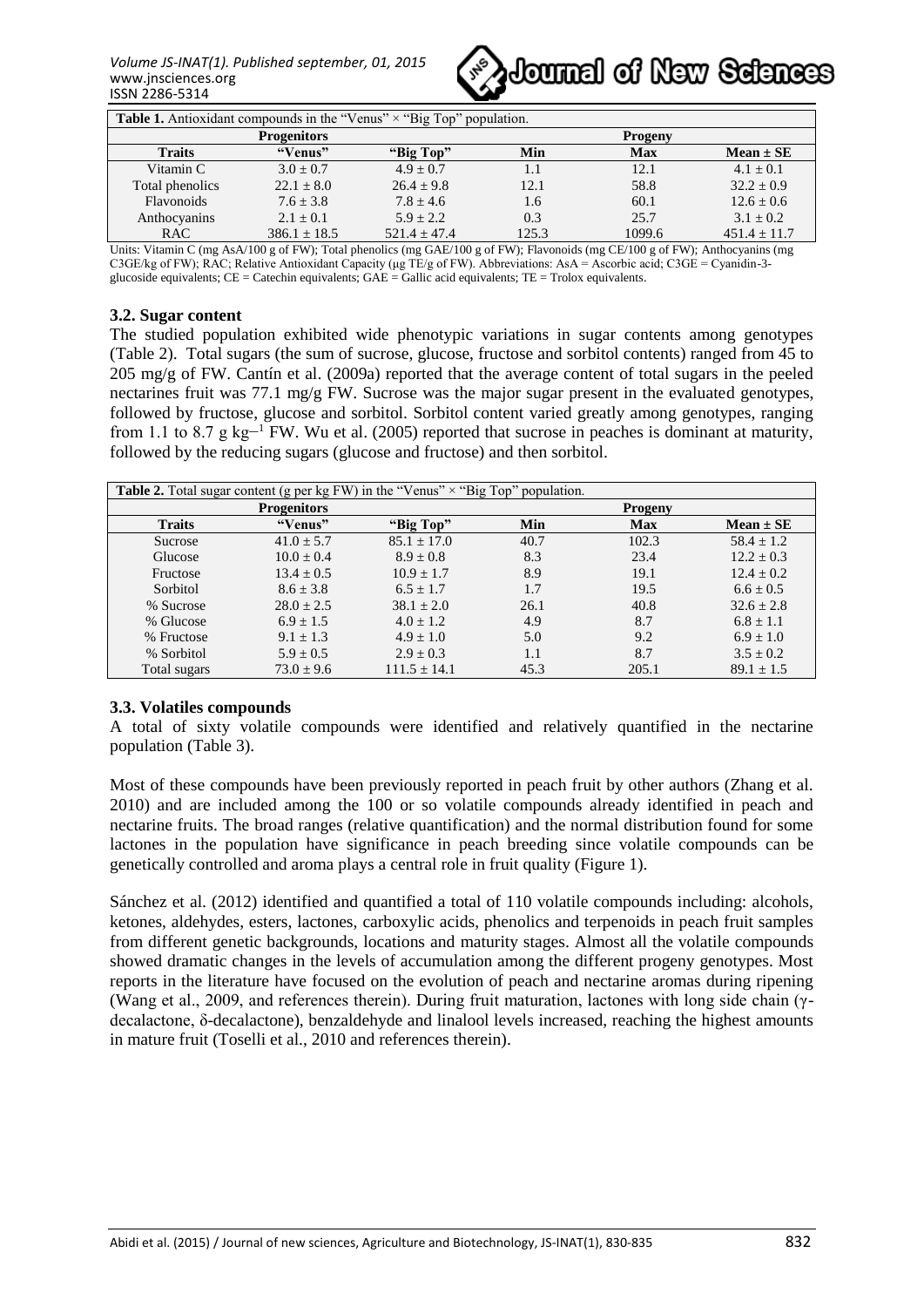| **Table 1.** Antioxidant compounds in the "Venus" × "Big Top" population. | | | | | |
|---|---|---|---|---|---|
| | **Progenitors** | | | **Progeny** | |
| **Traits** | **"Venus"** | **"Big Top"** | **Min** | **Max** | **Mean ± SE** |
| Vitamin C | 3.0 ± 0.7 | 4.9 ± 0.7 | 1.1 | 12.1 | 4.1 ± 0.1 |
| Total phenolics | 22.1 ± 8.0 | 26.4 ± 9.8 | 12.1 | 58.8 | 32.2 ± 0.9 |
| Flavonoids | 7.6 ± 3.8 | 7.8 ± 4.6 | 1.6 | 60.1 | 12.6 ± 0.6 |
| Anthocyanins | 2.1 ± 0.1 | 5.9 ± 2.2 | 0.3 | 25.7 | 3.1 ± 0.2 |
| RAC | 386.1 ± 18.5 | 521.4 ± 47.4 | 125.3 | 1099.6 | 451.4 ± 11.7 |

Units: Vitamin C (mg AsA/100 g of FW); Total phenolics (mg GAE/100 g of FW); Flavonoids (mg CE/100 g of FW); Anthocyanins (mg C3GE/kg of FW); RAC; Relative Antioxidant Capacity (µg TE/g of FW). Abbreviations: AsA = Ascorbic acid; C3GE = Cyanidin-3-glucoside equivalents; CE = Catechin equivalents; GAE = Gallic acid equivalents; TE = Trolox equivalents.

### 3.2. Sugar content

The studied population exhibited wide phenotypic variations in sugar contents among genotypes (Table 2). Total sugars (the sum of sucrose, glucose, fructose and sorbitol contents) ranged from 45 to 205 mg/g of FW. Cantín et al. (2009a) reported that the average content of total sugars in the peeled nectarines fruit was 77.1 mg/g FW. Sucrose was the major sugar present in the evaluated genotypes, followed by fructose, glucose and sorbitol. Sorbitol content varied greatly among genotypes, ranging from 1.1 to 8.7 g $kg^{-1}$ FW. Wu et al. (2005) reported that sucrose in peaches is dominant at maturity, followed by the reducing sugars (glucose and fructose) and then sorbitol.

| **Table 2.** Total sugar content (g per kg FW) in the "Venus" × "Big Top" population. | | | | | |
|---|---|---|---|---|---|
| | **Progenitors** | | | **Progeny** | |
| **Traits** | **"Venus"** | **"Big Top"** | **Min** | **Max** | **Mean ± SE** |
| Sucrose | 41.0 ± 5.7 | 85.1 ± 17.0 | 40.7 | 102.3 | 58.4 ± 1.2 |
| Glucose | 10.0 ± 0.4 | 8.9 ± 0.8 | 8.3 | 23.4 | 12.2 ± 0.3 |
| Fructose | 13.4 ± 0.5 | 10.9 ± 1.7 | 8.9 | 19.1 | 12.4 ± 0.2 |
| Sorbitol | 8.6 ± 3.8 | 6.5 ± 1.7 | 1.7 | 19.5 | 6.6 ± 0.5 |
| % Sucrose | 28.0 ± 2.5 | 38.1 ± 2.0 | 26.1 | 40.8 | 32.6 ± 2.8 |
| % Glucose | 6.9 ± 1.5 | 4.0 ± 1.2 | 4.9 | 8.7 | 6.8 ± 1.1 |
| % Fructose | 9.1 ± 1.3 | 4.9 ± 1.0 | 5.0 | 9.2 | 6.9 ± 1.0 |
| % Sorbitol | 5.9 ± 0.5 | 2.9 ± 0.3 | 1.1 | 8.7 | 3.5 ± 0.2 |
| Total sugars | 73.0 ± 9.6 | 111.5 ± 14.1 | 45.3 | 205.1 | 89.1 ± 1.5 |

### 3.3. Volatiles compounds

A total of sixty volatile compounds were identified and relatively quantified in the nectarine population (Table 3).

Most of these compounds have been previously reported in peach fruit by other authors (Zhang et al. 2010) and are included among the 100 or so volatile compounds already identified in peach and nectarine fruits. The broad ranges (relative quantification) and the normal distribution found for some lactones in the population have significance in peach breeding since volatile compounds can be genetically controlled and aroma plays a central role in fruit quality (Figure 1).

Sánchez et al. (2012) identified and quantified a total of 110 volatile compounds including: alcohols, ketones, aldehydes, esters, lactones, carboxylic acids, phenolics and terpenoids in peach fruit samples from different genetic backgrounds, locations and maturity stages. Almost all the volatile compounds showed dramatic changes in the levels of accumulation among the different progeny genotypes. Most reports in the literature have focused on the evolution of peach and nectarine aromas during ripening (Wang et al., 2009, and references therein). During fruit maturation, lactones with long side chain (γ-decalactone, δ-decalactone), benzaldehyde and linalool levels increased, reaching the highest amounts in mature fruit (Toselli et al., 2010 and references therein).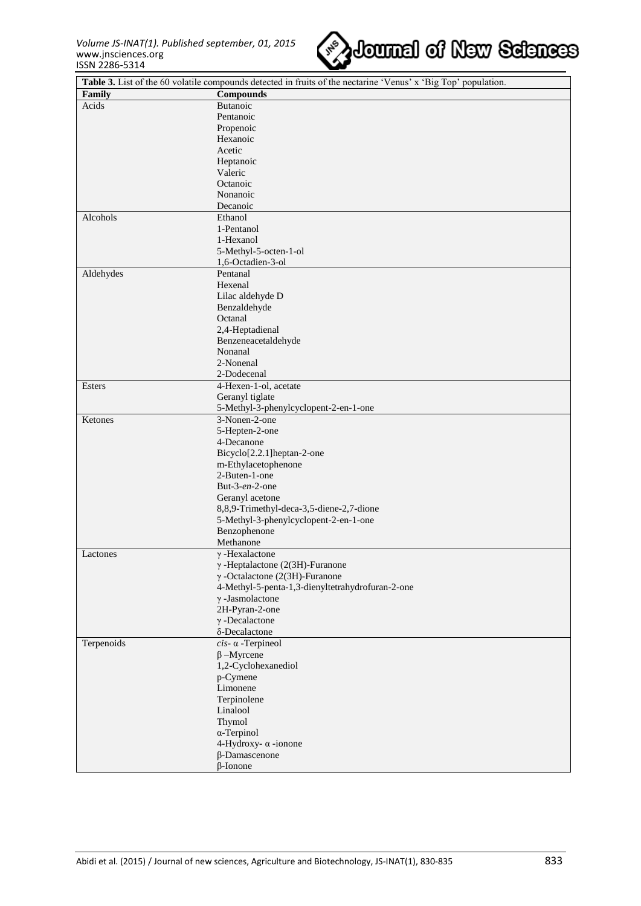**Table 3.** List of the 60 volatile compounds detected in fruits of the nectarine 'Venus' x 'Big Top' population.

| Family | Compounds |
|---|---|
| Acids | Butanoic |
| | Pentanoic |
| | Propenoic |
| | Hexanoic |
| | Acetic |
| | Heptanoic |
| | Valeric |
| | Octanoic |
| | Nonanoic |
| | Decanoic |
| Alcohols | Ethanol |
| | 1-Pentanol |
| | 1-Hexanol |
| | 5-Methyl-5-octen-1-ol |
| | 1,6-Octadien-3-ol |
| Aldehydes | Pentanal |
| | Hexenal |
| | Lilac aldehyde D |
| | Benzaldehyde |
| | Octanal |
| | 2,4-Heptadienal |
| | Benzeneacetaldehyde |
| | Nonanal |
| | 2-Nonenal |
| | 2-Dodecenal |
| Esters | 4-Hexen-1-ol, acetate |
| | Geranyl tiglate |
| | 5-Methyl-3-phenylcyclopent-2-en-1-one |
| Ketones | 3-Nonen-2-one |
| | 5-Hepten-2-one |
| | 4-Decanone |
| | Bicyclo[2.2.1]heptan-2-one |
| | m-Ethylacetophenone |
| | 2-Buten-1-one |
| | But-3-*en*-2-one |
| | Geranyl acetone |
| | 8,8,9-Trimethyl-deca-3,5-diene-2,7-dione |
| | 5-Methyl-3-phenylcyclopent-2-en-1-one |
| | Benzophenone |
| | Methanone |
| Lactones | γ -Hexalactone |
| | γ -Heptalactone (2(3H)-Furanone |
| | γ -Octalactone (2(3H)-Furanone |
| | 4-Methyl-5-penta-1,3-dienyltetrahydrofuran-2-one |
| | γ -Jasmolactone |
| | 2H-Pyran-2-one |
| | γ -Decalactone |
| | δ-Decalactone |
| Terpenoids | *cis*- α -Terpineol |
| | β –Myrcene |
| | 1,2-Cyclohexanediol |
| | p-Cymene |
| | Limonene |
| | Terpinolene |
| | Linalool |
| | Thymol |
| | α-Terpinol |
| | 4-Hydroxy- α -ionone |
| | β-Damascenone |
| | β-Ionone |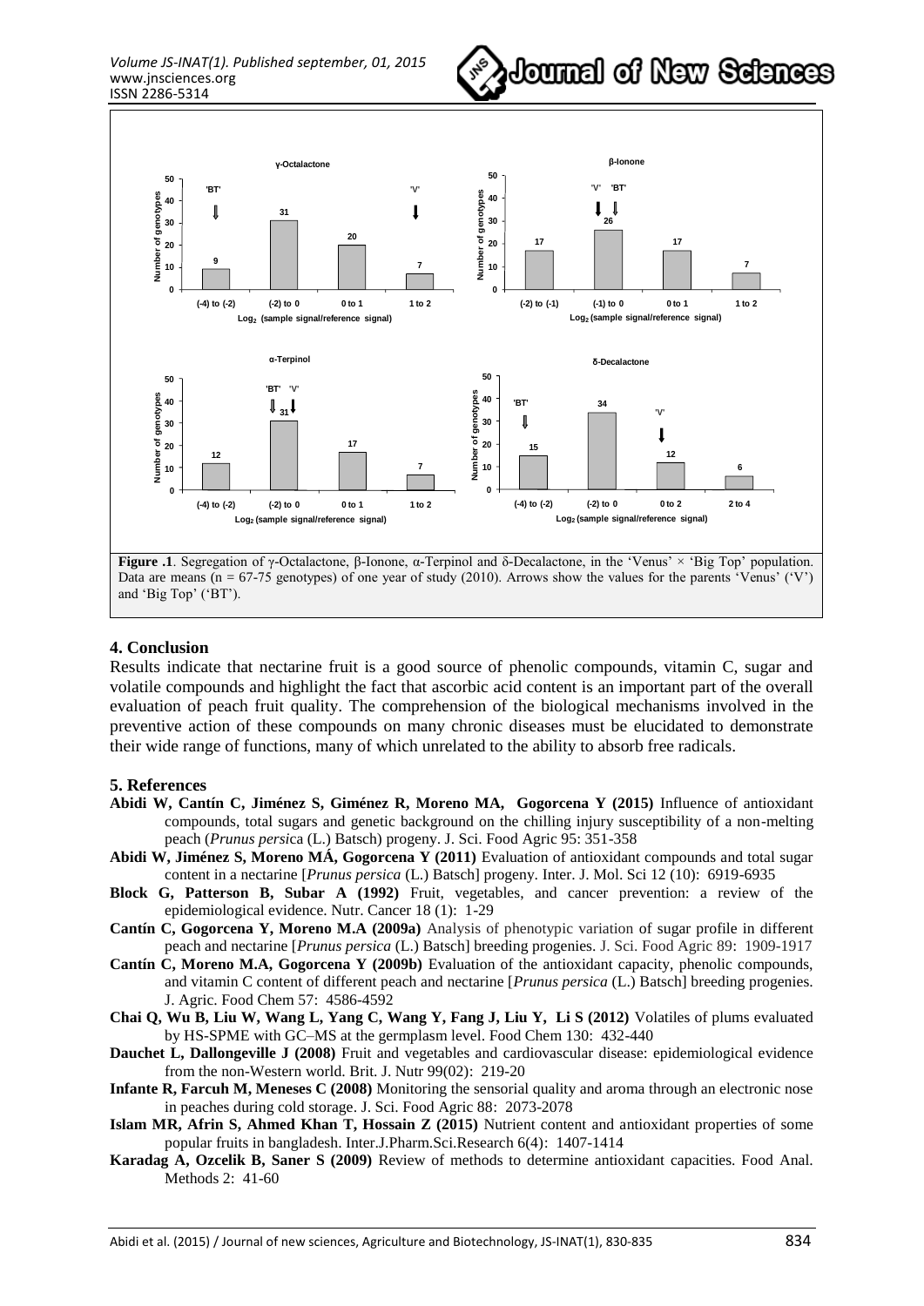**Figure .1**. Segregation of γ-Octalactone, β-Ionone, α-Terpinol and δ-Decalactone, in the 'Venus' × 'Big Top' population. Data are means (n = 67-75 genotypes) of one year of study (2010). Arrows show the values for the parents 'Venus' ('V') and 'Big Top' ('BT').

## 4. Conclusion

Results indicate that nectarine fruit is a good source of phenolic compounds, vitamin C, sugar and volatile compounds and highlight the fact that ascorbic acid content is an important part of the overall evaluation of peach fruit quality. The comprehension of the biological mechanisms involved in the preventive action of these compounds on many chronic diseases must be elucidated to demonstrate their wide range of functions, many of which unrelated to the ability to absorb free radicals.

## 5. References

**Abidi W, Cantín C, Jiménez S, Giménez R, Moreno MA, Gogorcena Y (2015)** Influence of antioxidant compounds, total sugars and genetic background on the chilling injury susceptibility of a non-melting peach (*Prunus persica* (L.) Batsch) progeny. J. Sci. Food Agric 95: 351-358

**Abidi W, Jiménez S, Moreno MÁ, Gogorcena Y (2011)** Evaluation of antioxidant compounds and total sugar content in a nectarine [*Prunus persica* (L.) Batsch] progeny. Inter. J. Mol. Sci 12 (10): 6919-6935

**Block G, Patterson B, Subar A (1992)** Fruit, vegetables, and cancer prevention: a review of the epidemiological evidence. Nutr. Cancer 18 (1): 1-29

**Cantín C, Gogorcena Y, Moreno M.A (2009a)** Analysis of phenotypic variation of sugar profile in different peach and nectarine [*Prunus persica* (L.) Batsch] breeding progenies. J. Sci. Food Agric 89: 1909-1917

**Cantín C, Moreno M.A, Gogorcena Y (2009b)** Evaluation of the antioxidant capacity, phenolic compounds, and vitamin C content of different peach and nectarine [*Prunus persica* (L.) Batsch] breeding progenies. J. Agric. Food Chem 57: 4586-4592

**Chai Q, Wu B, Liu W, Wang L, Yang C, Wang Y, Fang J, Liu Y, Li S (2012)** Volatiles of plums evaluated by HS-SPME with GC–MS at the germplasm level. Food Chem 130: 432-440

**Dauchet L, Dallongeville J (2008)** Fruit and vegetables and cardiovascular disease: epidemiological evidence from the non-Western world. Brit. J. Nutr 99(02): 219-20

**Infante R, Farcuh M, Meneses C (2008)** Monitoring the sensorial quality and aroma through an electronic nose in peaches during cold storage. J. Sci. Food Agric 88: 2073-2078

**Islam MR, Afrin S, Ahmed Khan T, Hossain Z (2015)** Nutrient content and antioxidant properties of some popular fruits in bangladesh. Inter.J.Pharm.Sci.Research 6(4): 1407-1414

**Karadag A, Ozcelik B, Saner S (2009)** Review of methods to determine antioxidant capacities. Food Anal. Methods 2: 41-60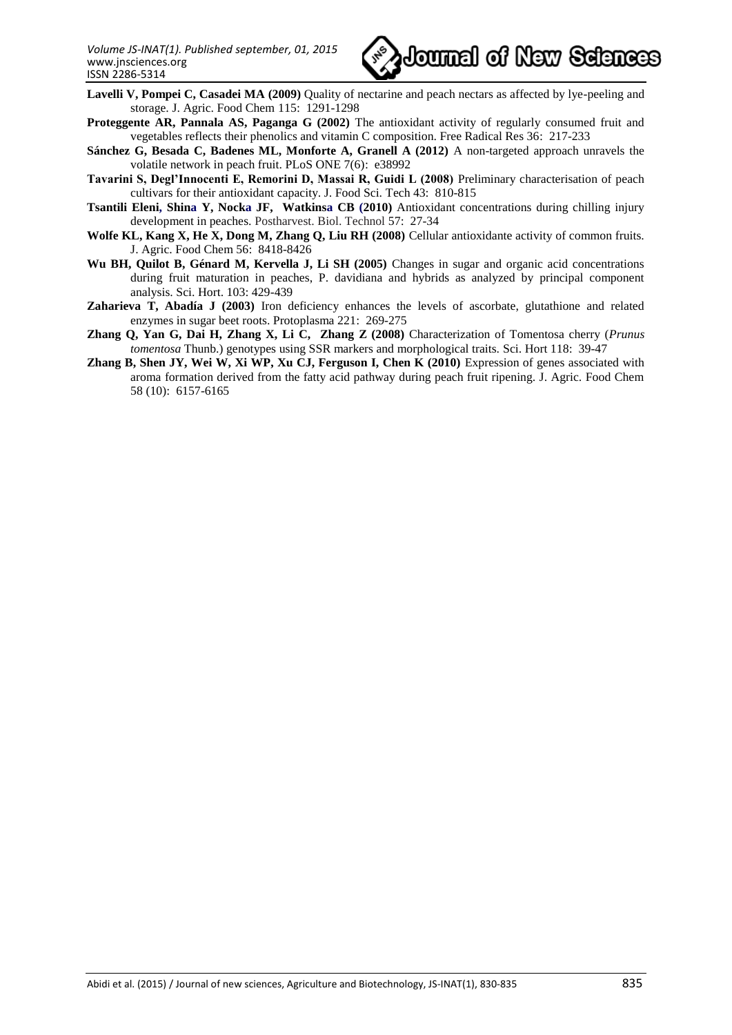**Lavelli V, Pompei C, Casadei MA (2009)** Quality of nectarine and peach nectars as affected by lye-peeling and storage. J. Agric. Food Chem 115: 1291-1298

**Proteggente AR, Pannala AS, Paganga G (2002)** The antioxidant activity of regularly consumed fruit and vegetables reflects their phenolics and vitamin C composition. Free Radical Res 36: 217-233

**Sánchez G, Besada C, Badenes ML, Monforte A, Granell A (2012)** A non-targeted approach unravels the volatile network in peach fruit. PLoS ONE 7(6): e38992

**Tavarini S, Degl'Innocenti E, Remorini D, Massai R, Guidi L (2008)** Preliminary characterisation of peach cultivars for their antioxidant capacity. J. Food Sci. Tech 43: 810-815

**Tsantili Eleni, Shina Y, Nocka JF, Watkinsa CB (2010)** Antioxidant concentrations during chilling injury development in peaches. Postharvest. Biol. Technol 57: 27-34

**Wolfe KL, Kang X, He X, Dong M, Zhang Q, Liu RH (2008)** Cellular antioxidante activity of common fruits. J. Agric. Food Chem 56: 8418-8426

**Wu BH, Quilot B, Génard M, Kervella J, Li SH (2005)** Changes in sugar and organic acid concentrations during fruit maturation in peaches, P. davidiana and hybrids as analyzed by principal component analysis. Sci. Hort. 103: 429-439

**Zaharieva T, Abadía J (2003)** Iron deficiency enhances the levels of ascorbate, glutathione and related enzymes in sugar beet roots. Protoplasma 221: 269-275

**Zhang Q, Yan G, Dai H, Zhang X, Li C, Zhang Z (2008)** Characterization of Tomentosa cherry (*Prunus tomentosa* Thunb.) genotypes using SSR markers and morphological traits. Sci. Hort 118: 39-47

**Zhang B, Shen JY, Wei W, Xi WP, Xu CJ, Ferguson I, Chen K (2010)** Expression of genes associated with aroma formation derived from the fatty acid pathway during peach fruit ripening. J. Agric. Food Chem 58 (10): 6157-6165